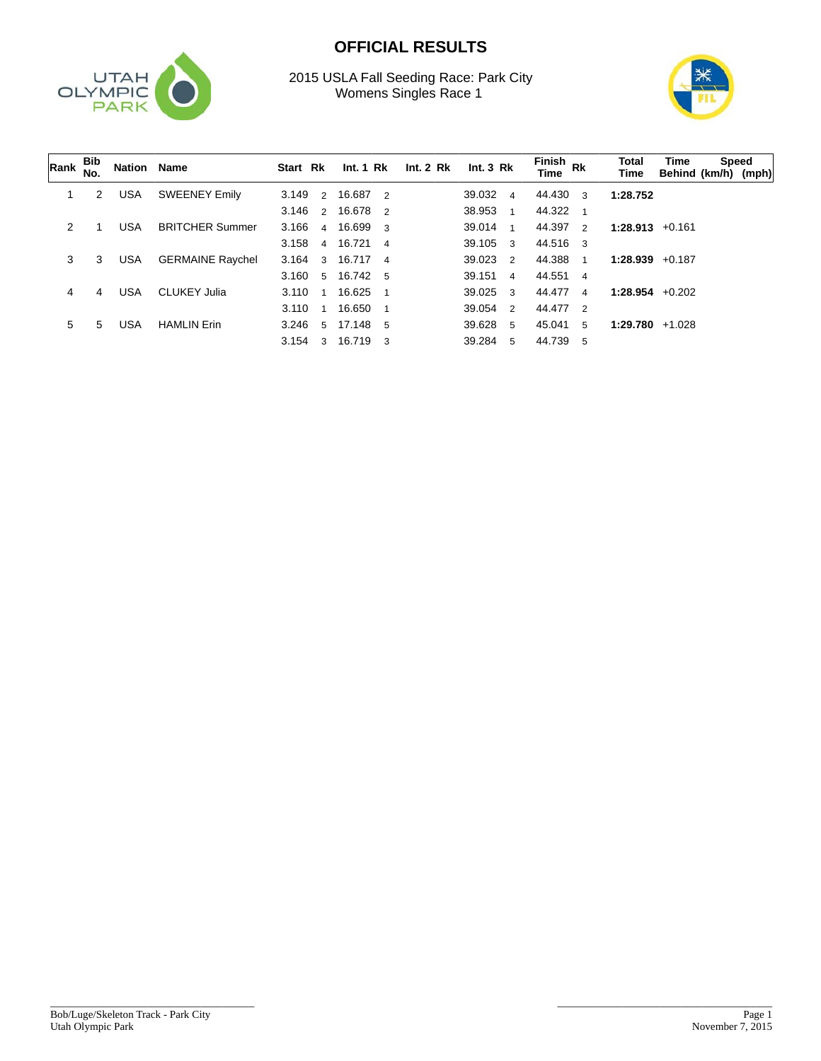# OFFICIAL RESULTS

2015 USLA Fall Seeding Race: Park City
Womens Singles Race 1

| Rank | Bib No. | Nation | Name | Start | Rk | Int. 1 | Rk | Int. 2 | Rk | Int. 3 | Rk | Finish Time | Rk | Total Time | Time Behind | Speed (km/h) | (mph) |
|---|---|---|---|---|---|---|---|---|---|---|---|---|---|---|---|---|---|
| 1 | 2 | USA | SWEENEY Emily | 3.149 | 2 | 16.687 | 2 | | | 39.032 | 4 | 44.430 | 3 | **1:28.752** | | | |
| | | | | 3.146 | 2 | 16.678 | 2 | | | 38.953 | 1 | 44.322 | 1 | | | | |
| 2 | 1 | USA | BRITCHER Summer | 3.166 | 4 | 16.699 | 3 | | | 39.014 | 1 | 44.397 | 2 | **1:28.913** | +0.161 | | |
| | | | | 3.158 | 4 | 16.721 | 4 | | | 39.105 | 3 | 44.516 | 3 | | | | |
| 3 | 3 | USA | GERMAINE Raychel | 3.164 | 3 | 16.717 | 4 | | | 39.023 | 2 | 44.388 | 1 | **1:28.939** | +0.187 | | |
| | | | | 3.160 | 5 | 16.742 | 5 | | | 39.151 | 4 | 44.551 | 4 | | | | |
| 4 | 4 | USA | CLUKEY Julia | 3.110 | 1 | 16.625 | 1 | | | 39.025 | 3 | 44.477 | 4 | **1:28.954** | +0.202 | | |
| | | | | 3.110 | 1 | 16.650 | 1 | | | 39.054 | 2 | 44.477 | 2 | | | | |
| 5 | 5 | USA | HAMLIN Erin | 3.246 | 5 | 17.148 | 5 | | | 39.628 | 5 | 45.041 | 5 | **1:29.780** | +1.028 | | |
| | | | | 3.154 | 3 | 16.719 | 3 | | | 39.284 | 5 | 44.739 | 5 | | | | |

Bob/Luge/Skeleton Track - Park City
Utah Olympic Park

November 7, 2015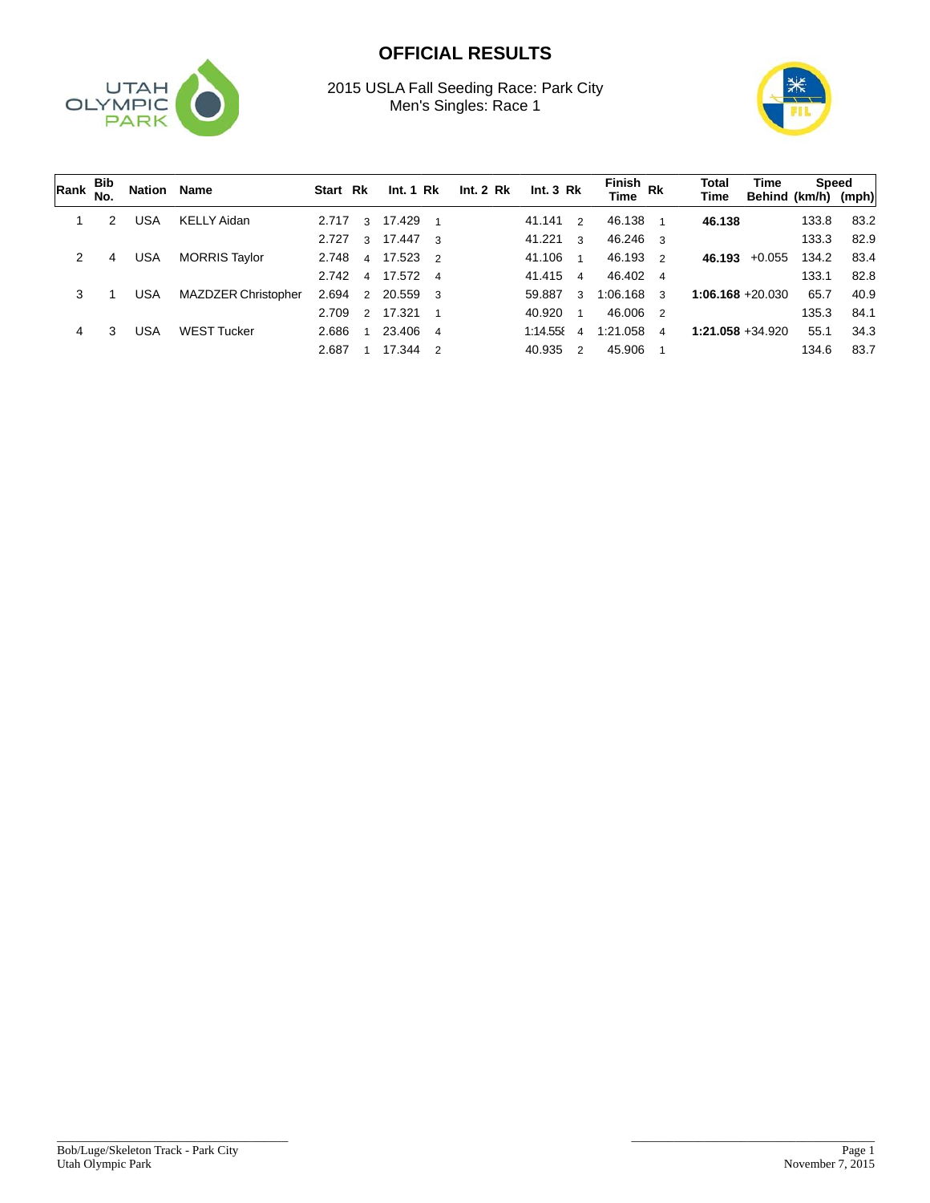# OFFICIAL RESULTS

2015 USLA Fall Seeding Race: Park City
Men's Singles: Race 1

| Rank | Bib No. | Nation | Name | Start | Rk | Int. 1 | Rk | Int. 2 | Rk | Int. 3 | Rk | Finish Time | Rk | Total Time | Time Behind | Speed (km/h) | (mph) |
|---|---|---|---|---|---|---|---|---|---|---|---|---|---|---|---|---|---|
| 1 | 2 | USA | KELLY Aidan | 2.717 | 3 | 17.429 | 1 | | | 41.141 | 2 | 46.138 | 1 | **46.138** | | 133.8 | 83.2 |
| | | | | 2.727 | 3 | 17.447 | 3 | | | 41.221 | 3 | 46.246 | 3 | | | 133.3 | 82.9 |
| 2 | 4 | USA | MORRIS Taylor | 2.748 | 4 | 17.523 | 2 | | | 41.106 | 1 | 46.193 | 2 | **46.193** | +0.055 | 134.2 | 83.4 |
| | | | | 2.742 | 4 | 17.572 | 4 | | | 41.415 | 4 | 46.402 | 4 | | | 133.1 | 82.8 |
| 3 | 1 | USA | MAZDZER Christopher | 2.694 | 2 | 20.559 | 3 | | | 59.887 | 3 | 1:06.168 | 3 | **1:06.168** | +20.030 | 65.7 | 40.9 |
| | | | | 2.709 | 2 | 17.321 | 1 | | | 40.920 | 1 | 46.006 | 2 | | | 135.3 | 84.1 |
| 4 | 3 | USA | WEST Tucker | 2.686 | 1 | 23.406 | 4 | | | 1:14.55ε | 4 | 1:21.058 | 4 | **1:21.058** | +34.920 | 55.1 | 34.3 |
| | | | | 2.687 | 1 | 17.344 | 2 | | | 40.935 | 2 | 45.906 | 1 | | | 134.6 | 83.7 |

Bob/Luge/Skeleton Track - Park City
Utah Olympic Park

November 7, 2015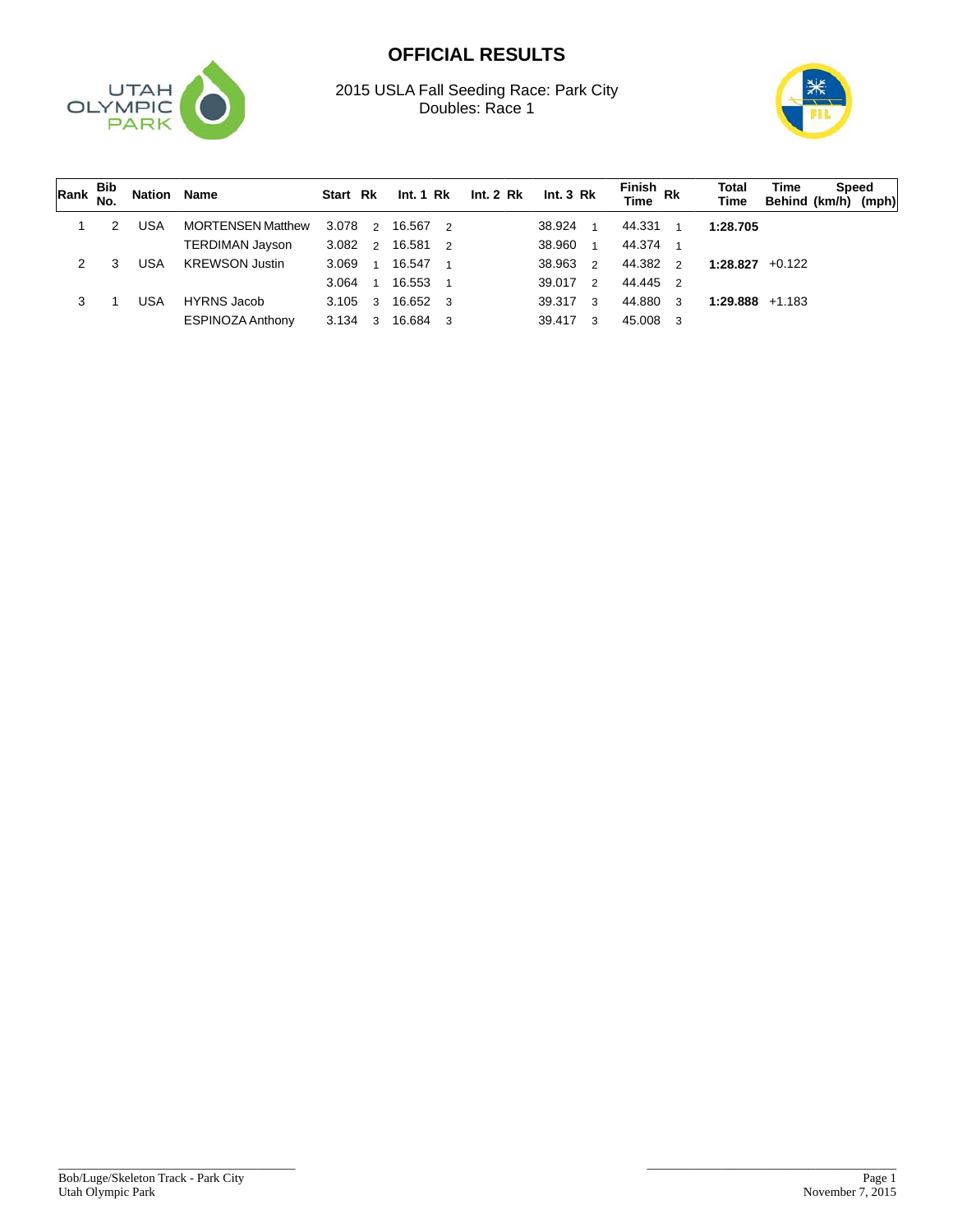# OFFICIAL RESULTS

2015 USLA Fall Seeding Race: Park City
Doubles: Race 1

| Rank | Bib No. | Nation | Name | Start | Rk | Int. 1 | Rk | Int. 2 | Rk | Int. 3 | Rk | Finish Time | Rk | Total Time | Time Behind | Speed (km/h) | (mph) |
|---|---|---|---|---|---|---|---|---|---|---|---|---|---|---|---|---|---|
| 1 | 2 | USA | MORTENSEN Matthew | 3.078 | 2 | 16.567 | 2 | | | 38.924 | 1 | 44.331 | 1 | **1:28.705** | | | |
| | | | TERDIMAN Jayson | 3.082 | 2 | 16.581 | 2 | | | 38.960 | 1 | 44.374 | 1 | | | | |
| 2 | 3 | USA | KREWSON Justin | 3.069 | 1 | 16.547 | 1 | | | 38.963 | 2 | 44.382 | 2 | **1:28.827** | +0.122 | | |
| | | | | 3.064 | 1 | 16.553 | 1 | | | 39.017 | 2 | 44.445 | 2 | | | | |
| 3 | 1 | USA | HYRNS Jacob | 3.105 | 3 | 16.652 | 3 | | | 39.317 | 3 | 44.880 | 3 | **1:29.888** | +1.183 | | |
| | | | ESPINOZA Anthony | 3.134 | 3 | 16.684 | 3 | | | 39.417 | 3 | 45.008 | 3 | | | | |

Bob/Luge/Skeleton Track - Park City
Utah Olympic Park

November 7, 2015